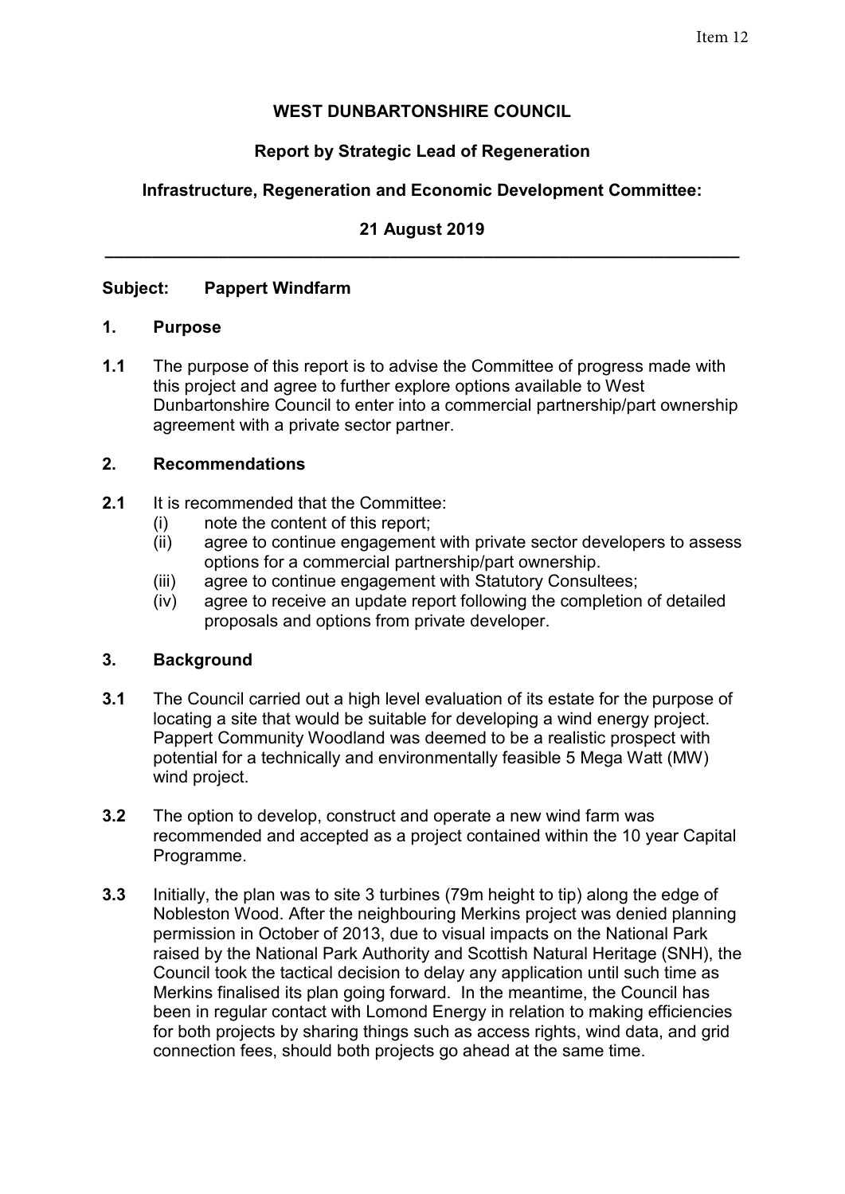Item 12

**WEST DUNBARTONSHIRE COUNCIL**

**Report by Strategic Lead of Regeneration**

**Infrastructure, Regeneration and Economic Development Committee:**

**21 August 2019**

---

**Subject: Pappert Windfarm**

## 1. Purpose

**1.1** The purpose of this report is to advise the Committee of progress made with this project and agree to further explore options available to West Dunbartonshire Council to enter into a commercial partnership/part ownership agreement with a private sector partner.

## 2. Recommendations

**2.1** It is recommended that the Committee:

- (i) note the content of this report;
- (ii) agree to continue engagement with private sector developers to assess options for a commercial partnership/part ownership.
- (iii) agree to continue engagement with Statutory Consultees;
- (iv) agree to receive an update report following the completion of detailed proposals and options from private developer.

## 3. Background

**3.1** The Council carried out a high level evaluation of its estate for the purpose of locating a site that would be suitable for developing a wind energy project. Pappert Community Woodland was deemed to be a realistic prospect with potential for a technically and environmentally feasible 5 Mega Watt (MW) wind project.

**3.2** The option to develop, construct and operate a new wind farm was recommended and accepted as a project contained within the 10 year Capital Programme.

**3.3** Initially, the plan was to site 3 turbines (79m height to tip) along the edge of Nobleston Wood. After the neighbouring Merkins project was denied planning permission in October of 2013, due to visual impacts on the National Park raised by the National Park Authority and Scottish Natural Heritage (SNH), the Council took the tactical decision to delay any application until such time as Merkins finalised its plan going forward. In the meantime, the Council has been in regular contact with Lomond Energy in relation to making efficiencies for both projects by sharing things such as access rights, wind data, and grid connection fees, should both projects go ahead at the same time.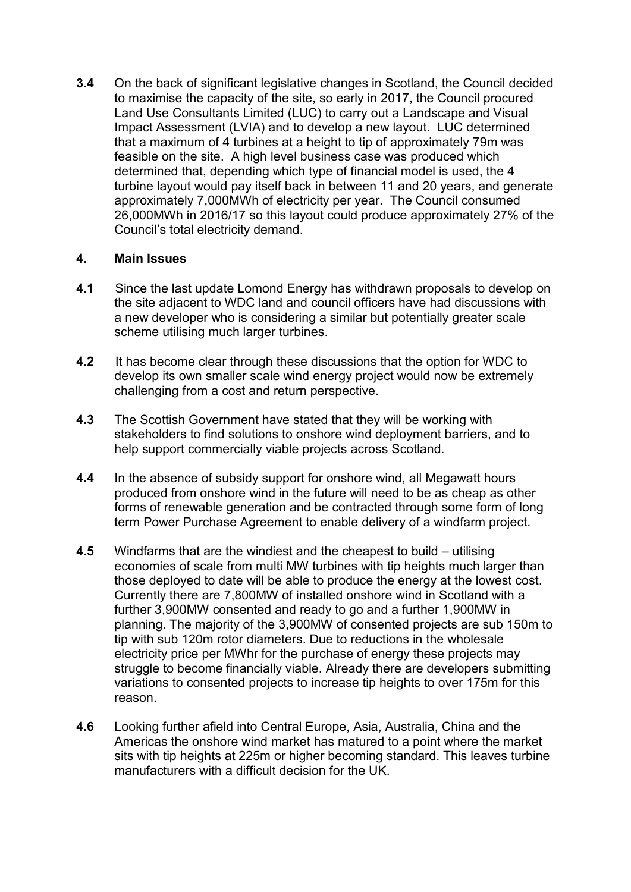**3.4** On the back of significant legislative changes in Scotland, the Council decided to maximise the capacity of the site, so early in 2017, the Council procured Land Use Consultants Limited (LUC) to carry out a Landscape and Visual Impact Assessment (LVIA) and to develop a new layout. LUC determined that a maximum of 4 turbines at a height to tip of approximately 79m was feasible on the site. A high level business case was produced which determined that, depending which type of financial model is used, the 4 turbine layout would pay itself back in between 11 and 20 years, and generate approximately 7,000MWh of electricity per year. The Council consumed 26,000MWh in 2016/17 so this layout could produce approximately 27% of the Council's total electricity demand.

## 4. Main Issues

**4.1** Since the last update Lomond Energy has withdrawn proposals to develop on the site adjacent to WDC land and council officers have had discussions with a new developer who is considering a similar but potentially greater scale scheme utilising much larger turbines.

**4.2** It has become clear through these discussions that the option for WDC to develop its own smaller scale wind energy project would now be extremely challenging from a cost and return perspective.

**4.3** The Scottish Government have stated that they will be working with stakeholders to find solutions to onshore wind deployment barriers, and to help support commercially viable projects across Scotland.

**4.4** In the absence of subsidy support for onshore wind, all Megawatt hours produced from onshore wind in the future will need to be as cheap as other forms of renewable generation and be contracted through some form of long term Power Purchase Agreement to enable delivery of a windfarm project.

**4.5** Windfarms that are the windiest and the cheapest to build – utilising economies of scale from multi MW turbines with tip heights much larger than those deployed to date will be able to produce the energy at the lowest cost. Currently there are 7,800MW of installed onshore wind in Scotland with a further 3,900MW consented and ready to go and a further 1,900MW in planning. The majority of the 3,900MW of consented projects are sub 150m to tip with sub 120m rotor diameters. Due to reductions in the wholesale electricity price per MWhr for the purchase of energy these projects may struggle to become financially viable. Already there are developers submitting variations to consented projects to increase tip heights to over 175m for this reason.

**4.6** Looking further afield into Central Europe, Asia, Australia, China and the Americas the onshore wind market has matured to a point where the market sits with tip heights at 225m or higher becoming standard. This leaves turbine manufacturers with a difficult decision for the UK.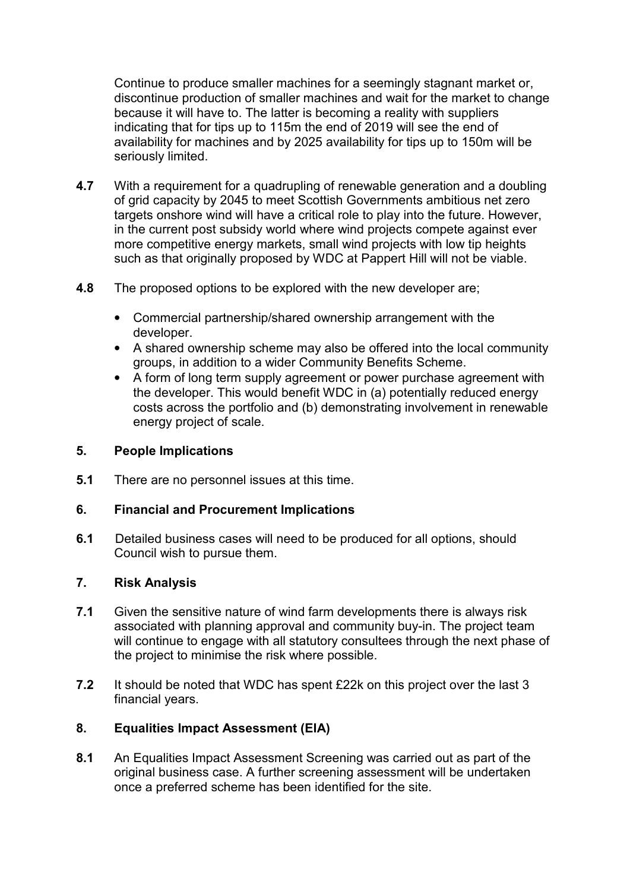Continue to produce smaller machines for a seemingly stagnant market or, discontinue production of smaller machines and wait for the market to change because it will have to. The latter is becoming a reality with suppliers indicating that for tips up to 115m the end of 2019 will see the end of availability for machines and by 2025 availability for tips up to 150m will be seriously limited.

**4.7** With a requirement for a quadrupling of renewable generation and a doubling of grid capacity by 2045 to meet Scottish Governments ambitious net zero targets onshore wind will have a critical role to play into the future. However, in the current post subsidy world where wind projects compete against ever more competitive energy markets, small wind projects with low tip heights such as that originally proposed by WDC at Pappert Hill will not be viable.

**4.8** The proposed options to be explored with the new developer are;

- Commercial partnership/shared ownership arrangement with the developer.
- A shared ownership scheme may also be offered into the local community groups, in addition to a wider Community Benefits Scheme.
- A form of long term supply agreement or power purchase agreement with the developer. This would benefit WDC in (a) potentially reduced energy costs across the portfolio and (b) demonstrating involvement in renewable energy project of scale.

## 5. People Implications

**5.1** There are no personnel issues at this time.

## 6. Financial and Procurement Implications

**6.1** Detailed business cases will need to be produced for all options, should Council wish to pursue them.

## 7. Risk Analysis

**7.1** Given the sensitive nature of wind farm developments there is always risk associated with planning approval and community buy-in. The project team will continue to engage with all statutory consultees through the next phase of the project to minimise the risk where possible.

**7.2** It should be noted that WDC has spent £22k on this project over the last 3 financial years.

## 8. Equalities Impact Assessment (EIA)

**8.1** An Equalities Impact Assessment Screening was carried out as part of the original business case. A further screening assessment will be undertaken once a preferred scheme has been identified for the site.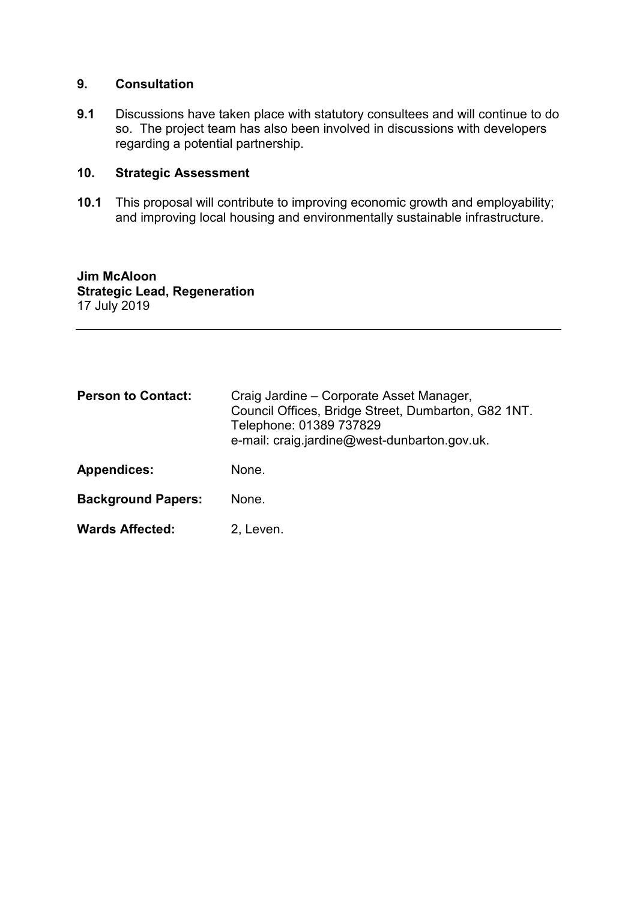## 9. Consultation

**9.1** Discussions have taken place with statutory consultees and will continue to do so. The project team has also been involved in discussions with developers regarding a potential partnership.

## 10. Strategic Assessment

**10.1** This proposal will contribute to improving economic growth and employability; and improving local housing and environmentally sustainable infrastructure.

**Jim McAloon**
**Strategic Lead, Regeneration**
17 July 2019

---

| | |
|---|---|
| **Person to Contact:** | Craig Jardine – Corporate Asset Manager, Council Offices, Bridge Street, Dumbarton, G82 1NT. Telephone: 01389 737829 e-mail: craig.jardine@west-dunbarton.gov.uk. |
| **Appendices:** | None. |
| **Background Papers:** | None. |
| **Wards Affected:** | 2, Leven. |